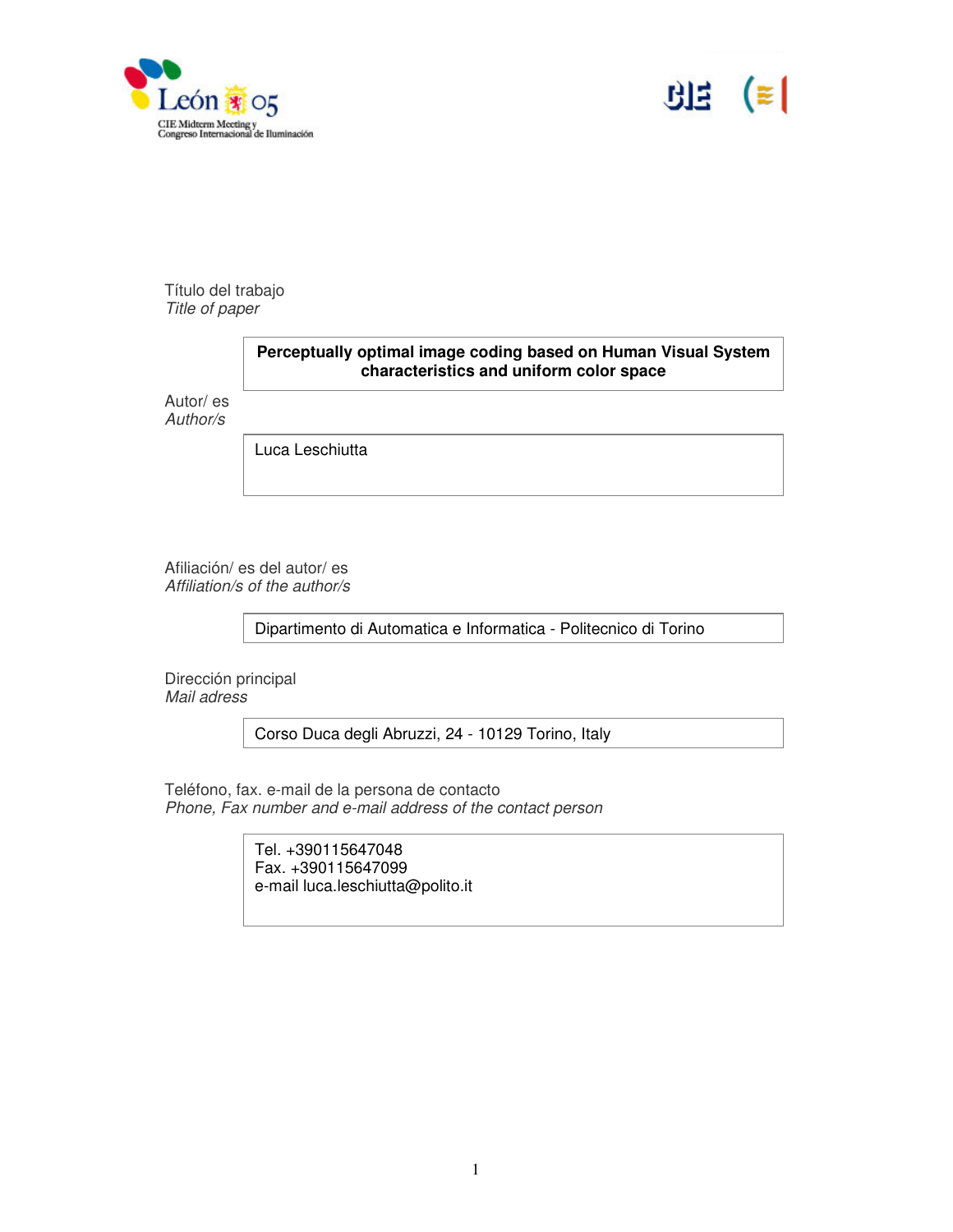León 05

CIE Midterm Meeting y
Congreso Internacional de Iluminación

Título del trabajo
*Title of paper*

**Perceptually optimal image coding based on Human Visual System characteristics and uniform color space**

Autor/ es
*Author/s*

Luca Leschiutta

Afiliación/ es del autor/ es
*Affiliation/s of the author/s*

Dipartimento di Automatica e Informatica - Politecnico di Torino

Dirección principal
*Mail adress*

Corso Duca degli Abruzzi, 24 - 10129 Torino, Italy

Teléfono, fax. e-mail de la persona de contacto
*Phone, Fax number and e-mail address of the contact person*

Tel. +390115647048
Fax. +390115647099
e-mail luca.leschiutta@polito.it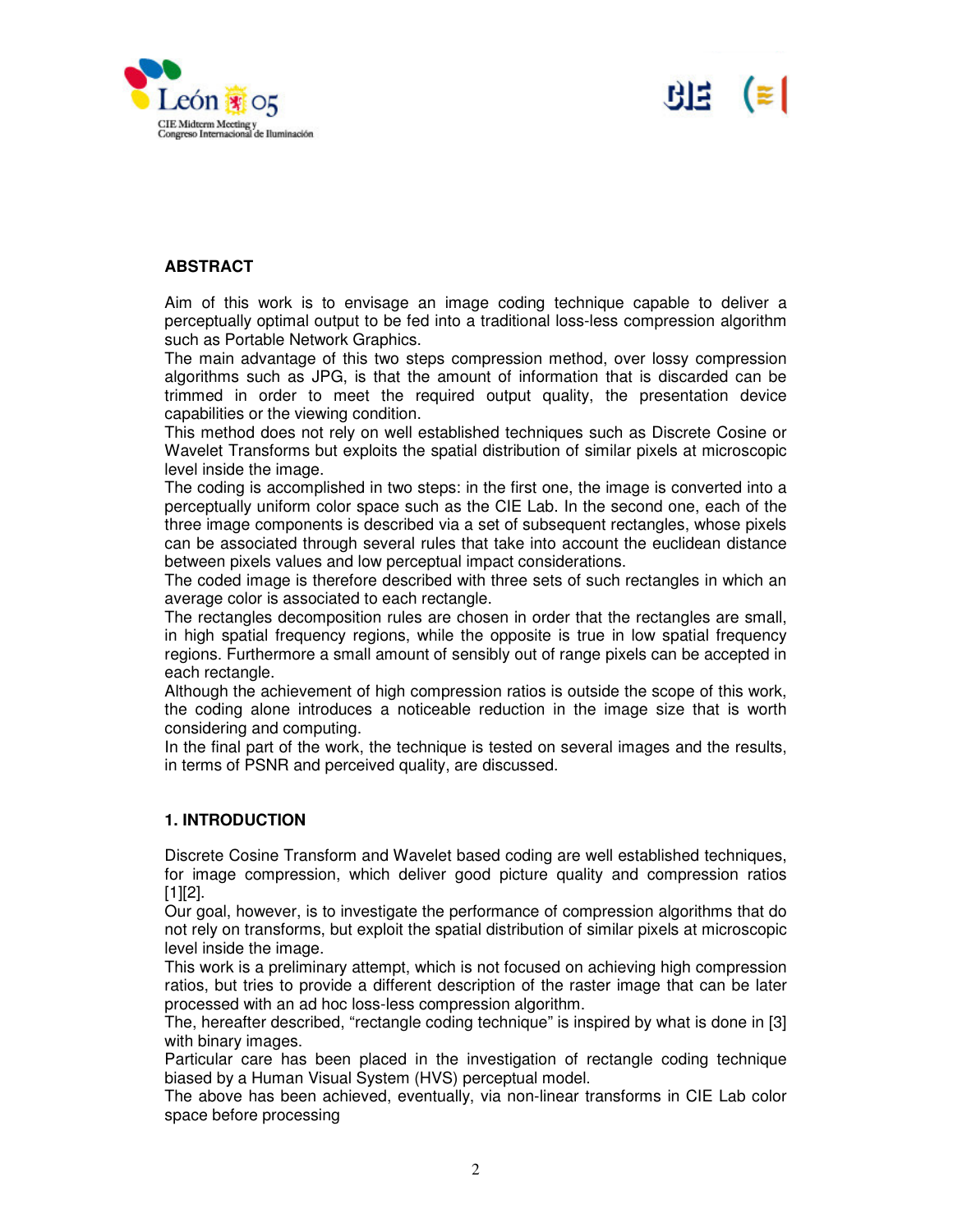## ABSTRACT

Aim of this work is to envisage an image coding technique capable to deliver a perceptually optimal output to be fed into a traditional loss-less compression algorithm such as Portable Network Graphics.
The main advantage of this two steps compression method, over lossy compression algorithms such as JPG, is that the amount of information that is discarded can be trimmed in order to meet the required output quality, the presentation device capabilities or the viewing condition.
This method does not rely on well established techniques such as Discrete Cosine or Wavelet Transforms but exploits the spatial distribution of similar pixels at microscopic level inside the image.
The coding is accomplished in two steps: in the first one, the image is converted into a perceptually uniform color space such as the CIE Lab. In the second one, each of the three image components is described via a set of subsequent rectangles, whose pixels can be associated through several rules that take into account the euclidean distance between pixels values and low perceptual impact considerations.
The coded image is therefore described with three sets of such rectangles in which an average color is associated to each rectangle.
The rectangles decomposition rules are chosen in order that the rectangles are small, in high spatial frequency regions, while the opposite is true in low spatial frequency regions. Furthermore a small amount of sensibly out of range pixels can be accepted in each rectangle.
Although the achievement of high compression ratios is outside the scope of this work, the coding alone introduces a noticeable reduction in the image size that is worth considering and computing.
In the final part of the work, the technique is tested on several images and the results, in terms of PSNR and perceived quality, are discussed.

## 1. INTRODUCTION

Discrete Cosine Transform and Wavelet based coding are well established techniques, for image compression, which deliver good picture quality and compression ratios [1][2].
Our goal, however, is to investigate the performance of compression algorithms that do not rely on transforms, but exploit the spatial distribution of similar pixels at microscopic level inside the image.
This work is a preliminary attempt, which is not focused on achieving high compression ratios, but tries to provide a different description of the raster image that can be later processed with an ad hoc loss-less compression algorithm.
The, hereafter described, “rectangle coding technique” is inspired by what is done in [3] with binary images.
Particular care has been placed in the investigation of rectangle coding technique biased by a Human Visual System (HVS) perceptual model.
The above has been achieved, eventually, via non-linear transforms in CIE Lab color space before processing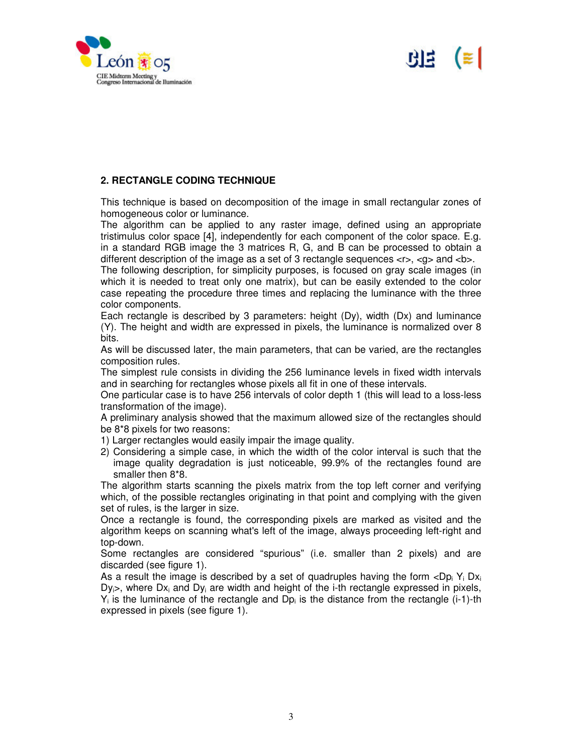## 2. RECTANGLE CODING TECHNIQUE

This technique is based on decomposition of the image in small rectangular zones of homogeneous color or luminance.

The algorithm can be applied to any raster image, defined using an appropriate tristimulus color space [4], independently for each component of the color space. E.g. in a standard RGB image the 3 matrices R, G, and B can be processed to obtain a different description of the image as a set of 3 rectangle sequences <r>, <g> and <b>.

The following description, for simplicity purposes, is focused on gray scale images (in which it is needed to treat only one matrix), but can be easily extended to the color case repeating the procedure three times and replacing the luminance with the three color components.

Each rectangle is described by 3 parameters: height (Dy), width (Dx) and luminance (Y). The height and width are expressed in pixels, the luminance is normalized over 8 bits.

As will be discussed later, the main parameters, that can be varied, are the rectangles composition rules.

The simplest rule consists in dividing the 256 luminance levels in fixed width intervals and in searching for rectangles whose pixels all fit in one of these intervals.

One particular case is to have 256 intervals of color depth 1 (this will lead to a loss-less transformation of the image).

A preliminary analysis showed that the maximum allowed size of the rectangles should be 8*8 pixels for two reasons:

1) Larger rectangles would easily impair the image quality.
2) Considering a simple case, in which the width of the color interval is such that the image quality degradation is just noticeable, 99.9% of the rectangles found are smaller then 8*8.

The algorithm starts scanning the pixels matrix from the top left corner and verifying which, of the possible rectangles originating in that point and complying with the given set of rules, is the larger in size.

Once a rectangle is found, the corresponding pixels are marked as visited and the algorithm keeps on scanning what's left of the image, always proceeding left-right and top-down.

Some rectangles are considered "spurious" (i.e. smaller than 2 pixels) and are discarded (see figure 1).

As a result the image is described by a set of quadruples having the form $<Dp_i \; Y_i \; Dx_i \; Dy_i>$, where $Dx_i$ and $Dy_i$ are width and height of the i-th rectangle expressed in pixels, $Y_i$ is the luminance of the rectangle and $Dp_i$ is the distance from the rectangle (i-1)-th expressed in pixels (see figure 1).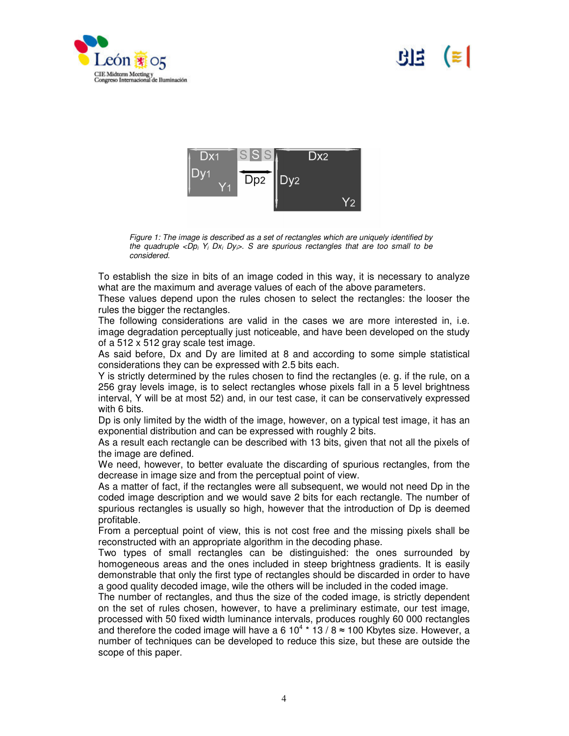*Figure 1: The image is described as a set of rectangles which are uniquely identified by the quadruple <$Dp_i$ $Y_i$ $Dx_i$ $Dy_i$>. S are spurious rectangles that are too small to be considered.*

To establish the size in bits of an image coded in this way, it is necessary to analyze what are the maximum and average values of each of the above parameters.
These values depend upon the rules chosen to select the rectangles: the looser the rules the bigger the rectangles.
The following considerations are valid in the cases we are more interested in, i.e. image degradation perceptually just noticeable, and have been developed on the study of a 512 x 512 gray scale test image.
As said before, Dx and Dy are limited at 8 and according to some simple statistical considerations they can be expressed with 2.5 bits each.
Y is strictly determined by the rules chosen to find the rectangles (e. g. if the rule, on a 256 gray levels image, is to select rectangles whose pixels fall in a 5 level brightness interval, Y will be at most 52) and, in our test case, it can be conservatively expressed with 6 bits.
Dp is only limited by the width of the image, however, on a typical test image, it has an exponential distribution and can be expressed with roughly 2 bits.
As a result each rectangle can be described with 13 bits, given that not all the pixels of the image are defined.
We need, however, to better evaluate the discarding of spurious rectangles, from the decrease in image size and from the perceptual point of view.
As a matter of fact, if the rectangles were all subsequent, we would not need Dp in the coded image description and we would save 2 bits for each rectangle. The number of spurious rectangles is usually so high, however that the introduction of Dp is deemed profitable.
From a perceptual point of view, this is not cost free and the missing pixels shall be reconstructed with an appropriate algorithm in the decoding phase.
Two types of small rectangles can be distinguished: the ones surrounded by homogeneous areas and the ones included in steep brightness gradients. It is easily demonstrable that only the first type of rectangles should be discarded in order to have a good quality decoded image, wile the others will be included in the coded image.
The number of rectangles, and thus the size of the coded image, is strictly dependent on the set of rules chosen, however, to have a preliminary estimate, our test image, processed with 50 fixed width luminance intervals, produces roughly 60 000 rectangles and therefore the coded image will have a $6\ 10^4 * 13 / 8 \approx 100$ Kbytes size. However, a number of techniques can be developed to reduce this size, but these are outside the scope of this paper.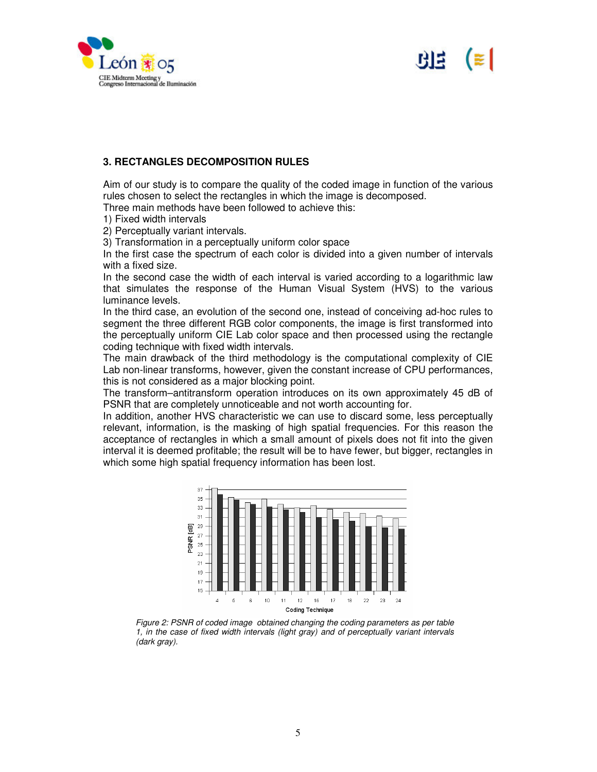## 3. RECTANGLES DECOMPOSITION RULES

Aim of our study is to compare the quality of the coded image in function of the various rules chosen to select the rectangles in which the image is decomposed.
Three main methods have been followed to achieve this:
1) Fixed width intervals
2) Perceptually variant intervals.
3) Transformation in a perceptually uniform color space

In the first case the spectrum of each color is divided into a given number of intervals with a fixed size.
In the second case the width of each interval is varied according to a logarithmic law that simulates the response of the Human Visual System (HVS) to the various luminance levels.
In the third case, an evolution of the second one, instead of conceiving ad-hoc rules to segment the three different RGB color components, the image is first transformed into the perceptually uniform CIE Lab color space and then processed using the rectangle coding technique with fixed width intervals.
The main drawback of the third methodology is the computational complexity of CIE Lab non-linear transforms, however, given the constant increase of CPU performances, this is not considered as a major blocking point.
The transform–antitransform operation introduces on its own approximately 45 dB of PSNR that are completely unnoticeable and not worth accounting for.
In addition, another HVS characteristic we can use to discard some, less perceptually relevant, information, is the masking of high spatial frequencies. For this reason the acceptance of rectangles in which a small amount of pixels does not fit into the given interval it is deemed profitable; the result will be to have fewer, but bigger, rectangles in which some high spatial frequency information has been lost.

*Figure 2: PSNR of coded image obtained changing the coding parameters as per table 1, in the case of fixed width intervals (light gray) and of perceptually variant intervals (dark gray).*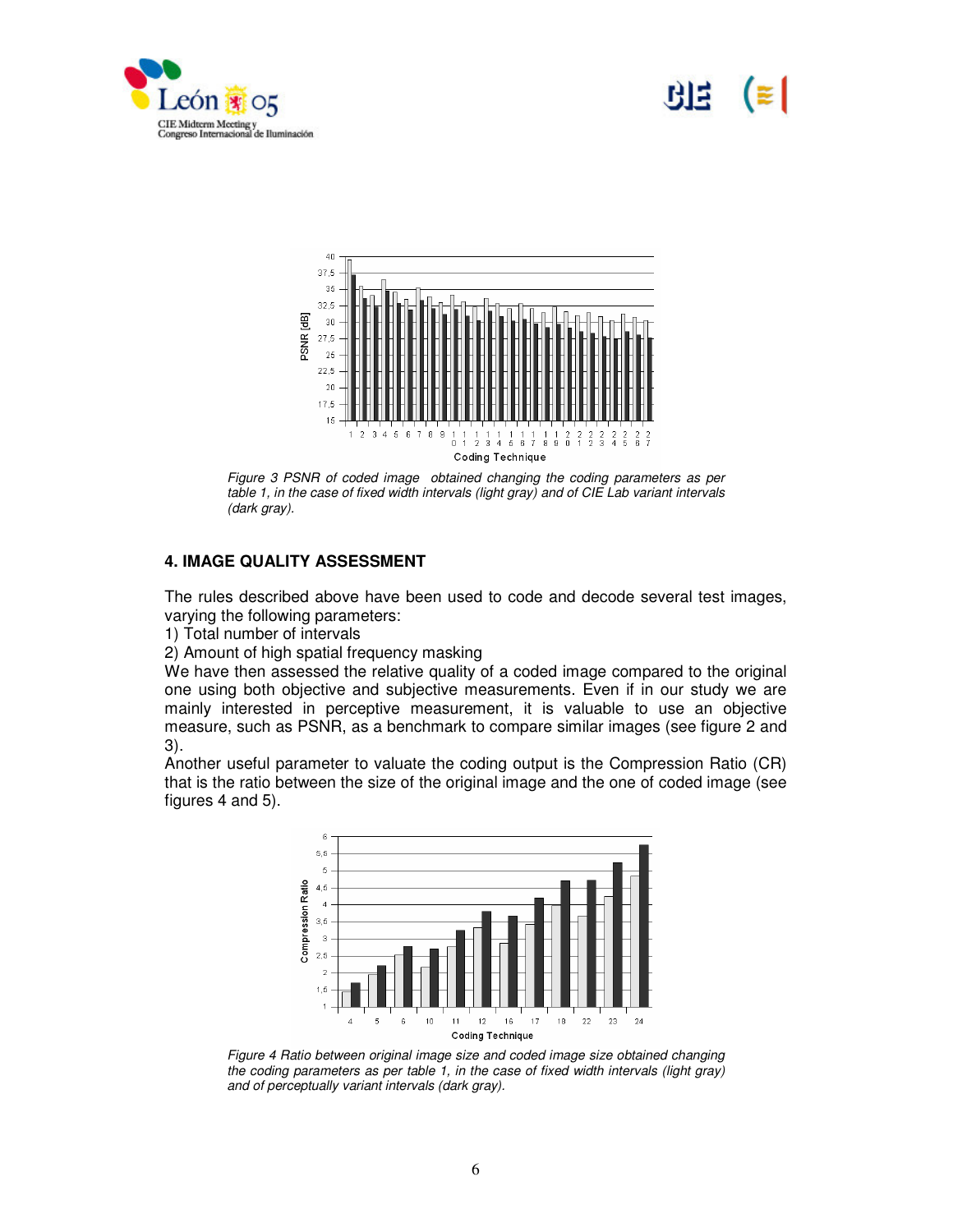Figure 3 PSNR of coded image obtained changing the coding parameters as per table 1, in the case of fixed width intervals (light gray) and of CIE Lab variant intervals (dark gray).

## 4. IMAGE QUALITY ASSESSMENT

The rules described above have been used to code and decode several test images, varying the following parameters:

1) Total number of intervals
2) Amount of high spatial frequency masking

We have then assessed the relative quality of a coded image compared to the original one using both objective and subjective measurements. Even if in our study we are mainly interested in perceptive measurement, it is valuable to use an objective measure, such as PSNR, as a benchmark to compare similar images (see figure 2 and 3).

Another useful parameter to valuate the coding output is the Compression Ratio (CR) that is the ratio between the size of the original image and the one of coded image (see figures 4 and 5).

Figure 4 Ratio between original image size and coded image size obtained changing the coding parameters as per table 1, in the case of fixed width intervals (light gray) and of perceptually variant intervals (dark gray).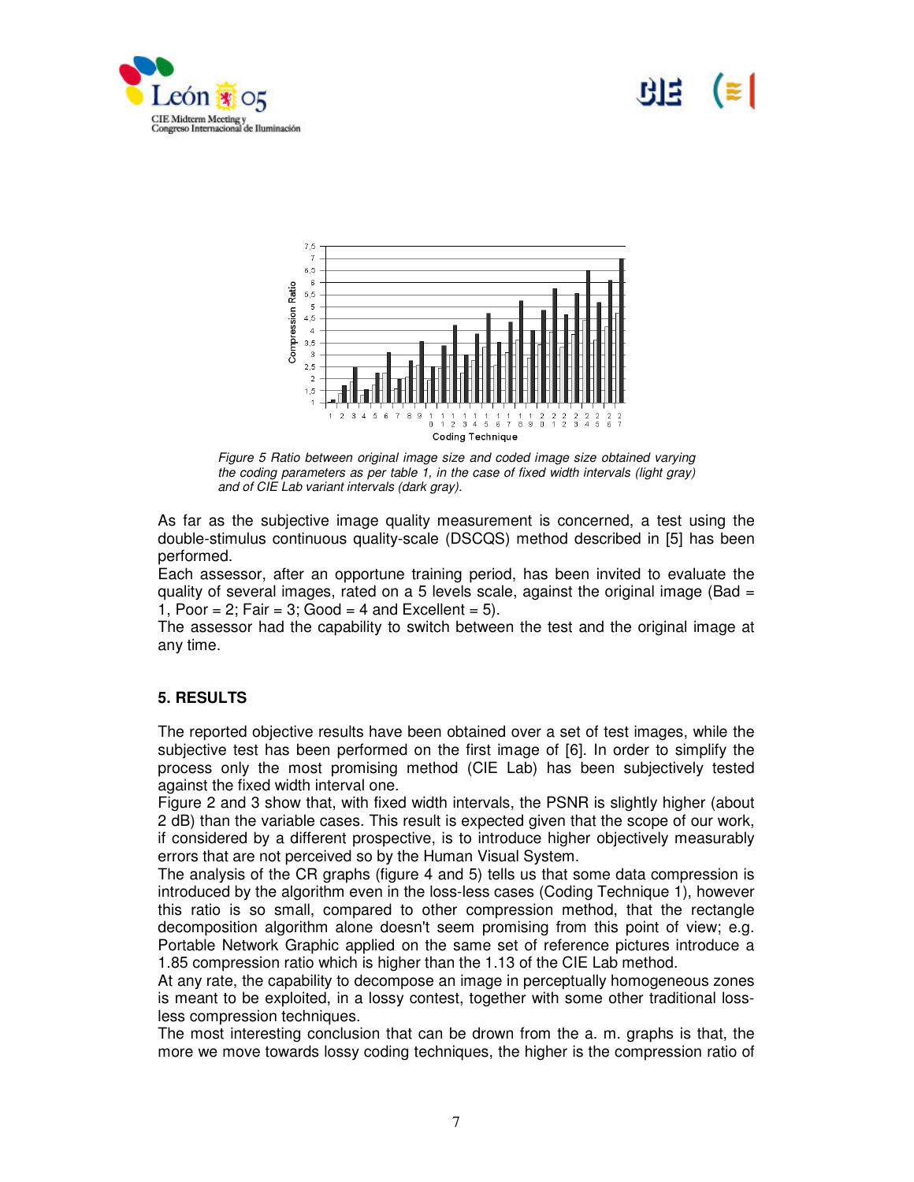Figure 5 Ratio between original image size and coded image size obtained varying the coding parameters as per table 1, in the case of fixed width intervals (light gray) and of CIE Lab variant intervals (dark gray).

As far as the subjective image quality measurement is concerned, a test using the double-stimulus continuous quality-scale (DSCQS) method described in [5] has been performed.

Each assessor, after an opportune training period, has been invited to evaluate the quality of several images, rated on a 5 levels scale, against the original image (Bad = 1, Poor = 2; Fair = 3; Good = 4 and Excellent = 5).

The assessor had the capability to switch between the test and the original image at any time.

## 5. RESULTS

The reported objective results have been obtained over a set of test images, while the subjective test has been performed on the first image of [6]. In order to simplify the process only the most promising method (CIE Lab) has been subjectively tested against the fixed width interval one.

Figure 2 and 3 show that, with fixed width intervals, the PSNR is slightly higher (about 2 dB) than the variable cases. This result is expected given that the scope of our work, if considered by a different prospective, is to introduce higher objectively measurably errors that are not perceived so by the Human Visual System.

The analysis of the CR graphs (figure 4 and 5) tells us that some data compression is introduced by the algorithm even in the loss-less cases (Coding Technique 1), however this ratio is so small, compared to other compression method, that the rectangle decomposition algorithm alone doesn't seem promising from this point of view; e.g. Portable Network Graphic applied on the same set of reference pictures introduce a 1.85 compression ratio which is higher than the 1.13 of the CIE Lab method.

At any rate, the capability to decompose an image in perceptually homogeneous zones is meant to be exploited, in a lossy contest, together with some other traditional loss-less compression techniques.

The most interesting conclusion that can be drown from the a. m. graphs is that, the more we move towards lossy coding techniques, the higher is the compression ratio of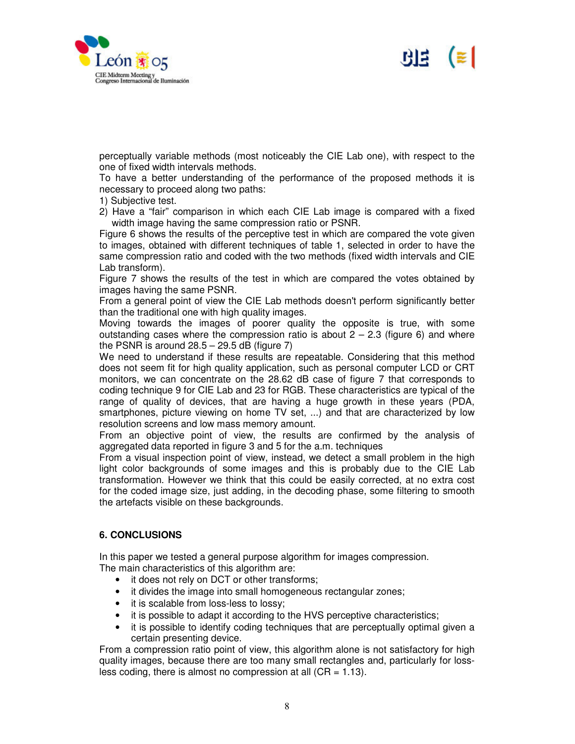perceptually variable methods (most noticeably the CIE Lab one), with respect to the one of fixed width intervals methods.
To have a better understanding of the performance of the proposed methods it is necessary to proceed along two paths:

1) Subjective test.
2) Have a “fair” comparison in which each CIE Lab image is compared with a fixed width image having the same compression ratio or PSNR.

Figure 6 shows the results of the perceptive test in which are compared the vote given to images, obtained with different techniques of table 1, selected in order to have the same compression ratio and coded with the two methods (fixed width intervals and CIE Lab transform).
Figure 7 shows the results of the test in which are compared the votes obtained by images having the same PSNR.
From a general point of view the CIE Lab methods doesn't perform significantly better than the traditional one with high quality images.
Moving towards the images of poorer quality the opposite is true, with some outstanding cases where the compression ratio is about 2 – 2.3 (figure 6) and where the PSNR is around 28.5 – 29.5 dB (figure 7)
We need to understand if these results are repeatable. Considering that this method does not seem fit for high quality application, such as personal computer LCD or CRT monitors, we can concentrate on the 28.62 dB case of figure 7 that corresponds to coding technique 9 for CIE Lab and 23 for RGB. These characteristics are typical of the range of quality of devices, that are having a huge growth in these years (PDA, smartphones, picture viewing on home TV set, ...) and that are characterized by low resolution screens and low mass memory amount.
From an objective point of view, the results are confirmed by the analysis of aggregated data reported in figure 3 and 5 for the a.m. techniques
From a visual inspection point of view, instead, we detect a small problem in the high light color backgrounds of some images and this is probably due to the CIE Lab transformation. However we think that this could be easily corrected, at no extra cost for the coded image size, just adding, in the decoding phase, some filtering to smooth the artefacts visible on these backgrounds.

## 6. CONCLUSIONS

In this paper we tested a general purpose algorithm for images compression.
The main characteristics of this algorithm are:

- it does not rely on DCT or other transforms;
- it divides the image into small homogeneous rectangular zones;
- it is scalable from loss-less to lossy;
- it is possible to adapt it according to the HVS perceptive characteristics;
- it is possible to identify coding techniques that are perceptually optimal given a certain presenting device.

From a compression ratio point of view, this algorithm alone is not satisfactory for high quality images, because there are too many small rectangles and, particularly for loss-less coding, there is almost no compression at all (CR = 1.13).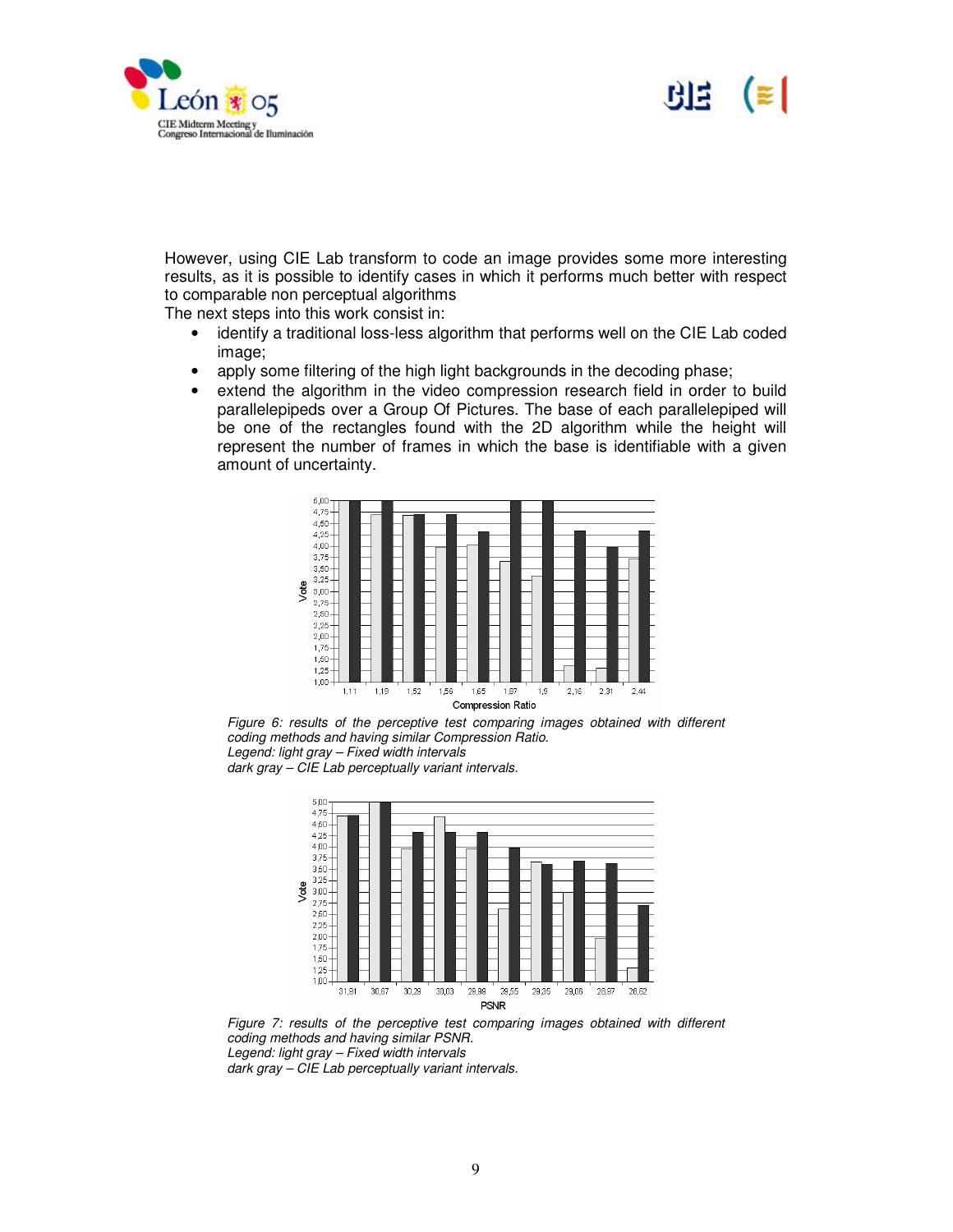However, using CIE Lab transform to code an image provides some more interesting results, as it is possible to identify cases in which it performs much better with respect to comparable non perceptual algorithms

The next steps into this work consist in:

- identify a traditional loss-less algorithm that performs well on the CIE Lab coded image;
- apply some filtering of the high light backgrounds in the decoding phase;
- extend the algorithm in the video compression research field in order to build parallelepipeds over a Group Of Pictures. The base of each parallelepiped will be one of the rectangles found with the 2D algorithm while the height will represent the number of frames in which the base is identifiable with a given amount of uncertainty.

*Figure 6: results of the perceptive test comparing images obtained with different coding methods and having similar Compression Ratio.*
*Legend: light gray – Fixed width intervals*
*dark gray – CIE Lab perceptually variant intervals.*

*Figure 7: results of the perceptive test comparing images obtained with different coding methods and having similar PSNR.*
*Legend: light gray – Fixed width intervals*
*dark gray – CIE Lab perceptually variant intervals.*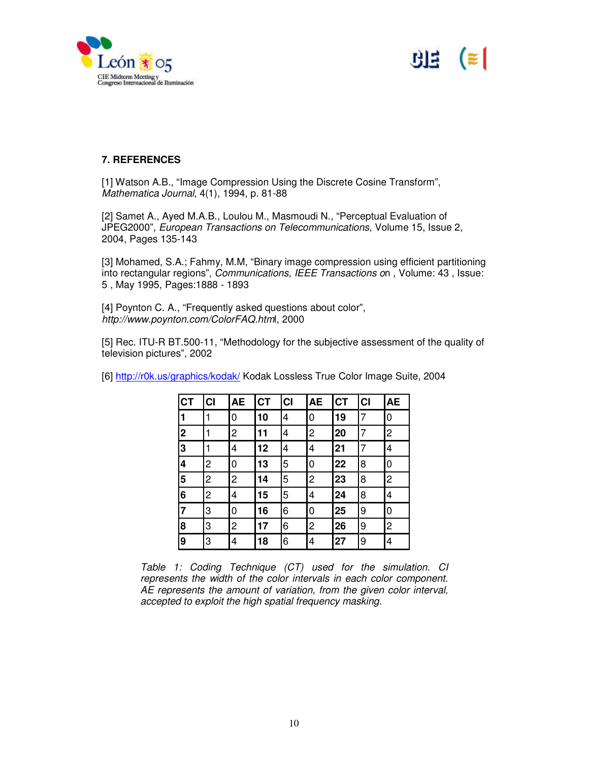## 7. REFERENCES

[1] Watson A.B., “Image Compression Using the Discrete Cosine Transform”, *Mathematica Journal*, 4(1), 1994, p. 81-88

[2] Samet A., Ayed M.A.B., Loulou M., Masmoudi N., “Perceptual Evaluation of JPEG2000”, *European Transactions on Telecommunications*, Volume 15, Issue 2, 2004, Pages 135-143

[3] Mohamed, S.A.; Fahmy, M.M, “Binary image compression using efficient partitioning into rectangular regions”, *Communications, IEEE Transactions o*n , Volume: 43 , Issue: 5 , May 1995, Pages:1888 - 1893

[4] Poynton C. A., “Frequently asked questions about color”, *http://www.poynton.com/ColorFAQ.htm*l, 2000

[5] Rec. ITU-R BT.500-11, “Methodology for the subjective assessment of the quality of television pictures”, 2002

[6] http://r0k.us/graphics/kodak/ Kodak Lossless True Color Image Suite, 2004

| CT | CI | AE | CT | CI | AE | CT | CI | AE |
|---|---|---|---|---|---|---|---|---|
| **1** | 1 | 0 | **10** | 4 | 0 | **19** | 7 | 0 |
| **2** | 1 | 2 | **11** | 4 | 2 | **20** | 7 | 2 |
| **3** | 1 | 4 | **12** | 4 | 4 | **21** | 7 | 4 |
| **4** | 2 | 0 | **13** | 5 | 0 | **22** | 8 | 0 |
| **5** | 2 | 2 | **14** | 5 | 2 | **23** | 8 | 2 |
| **6** | 2 | 4 | **15** | 5 | 4 | **24** | 8 | 4 |
| **7** | 3 | 0 | **16** | 6 | 0 | **25** | 9 | 0 |
| **8** | 3 | 2 | **17** | 6 | 2 | **26** | 9 | 2 |
| **9** | 3 | 4 | **18** | 6 | 4 | **27** | 9 | 4 |

*Table 1: Coding Technique (CT) used for the simulation. CI represents the width of the color intervals in each color component. AE represents the amount of variation, from the given color interval, accepted to exploit the high spatial frequency masking.*